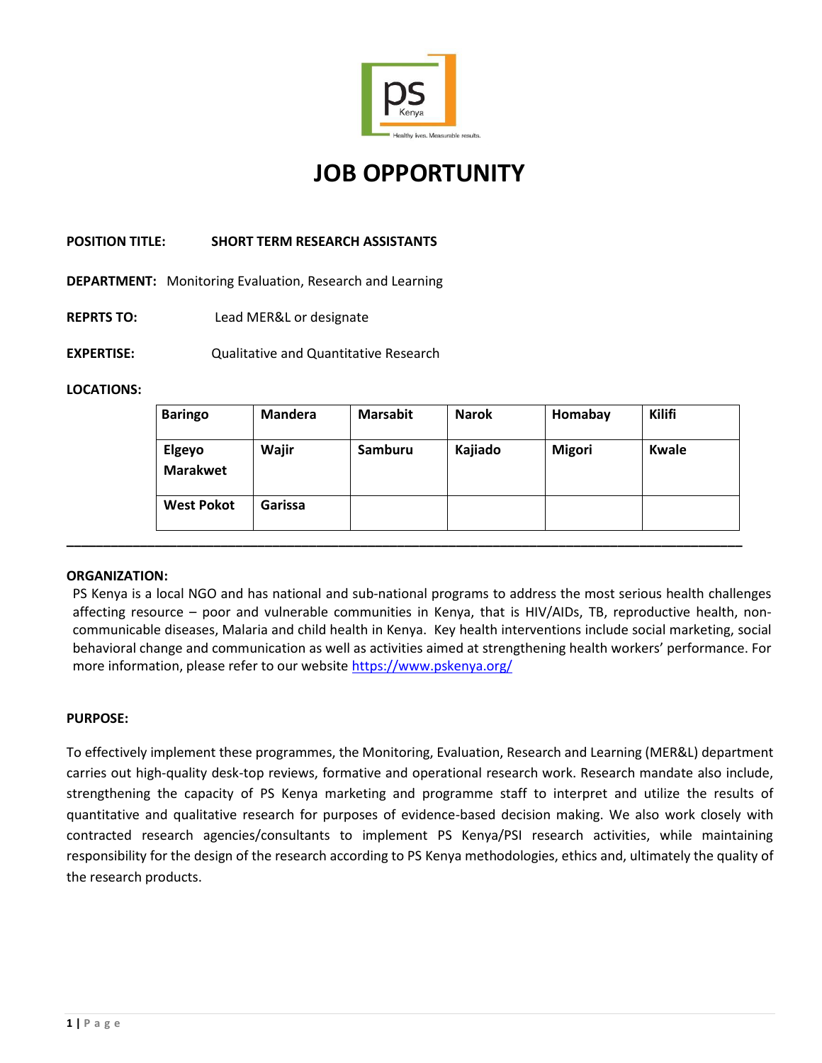# JOB OPPORTUNITY

**POSITION TITLE:** **SHORT TERM RESEARCH ASSISTANTS**

**DEPARTMENT:** Monitoring Evaluation, Research and Learning

**REPRTS TO:** Lead MER&L or designate

**EXPERTISE:** Qualitative and Quantitative Research

**LOCATIONS:**

| **Baringo** | **Mandera** | **Marsabit** | **Narok** | **Homabay** | **Kilifi** |
|---|---|---|---|---|---|
| **Elgeyo Marakwet** | **Wajir** | **Samburu** | **Kajiado** | **Migori** | **Kwale** |
| **West Pokot** | **Garissa** | | | | |

---

**ORGANIZATION:**

PS Kenya is a local NGO and has national and sub-national programs to address the most serious health challenges affecting resource – poor and vulnerable communities in Kenya, that is HIV/AIDs, TB, reproductive health, non-communicable diseases, Malaria and child health in Kenya. Key health interventions include social marketing, social behavioral change and communication as well as activities aimed at strengthening health workers' performance. For more information, please refer to our website https://www.pskenya.org/

**PURPOSE:**

To effectively implement these programmes, the Monitoring, Evaluation, Research and Learning (MER&L) department carries out high-quality desk-top reviews, formative and operational research work. Research mandate also include, strengthening the capacity of PS Kenya marketing and programme staff to interpret and utilize the results of quantitative and qualitative research for purposes of evidence-based decision making. We also work closely with contracted research agencies/consultants to implement PS Kenya/PSI research activities, while maintaining responsibility for the design of the research according to PS Kenya methodologies, ethics and, ultimately the quality of the research products.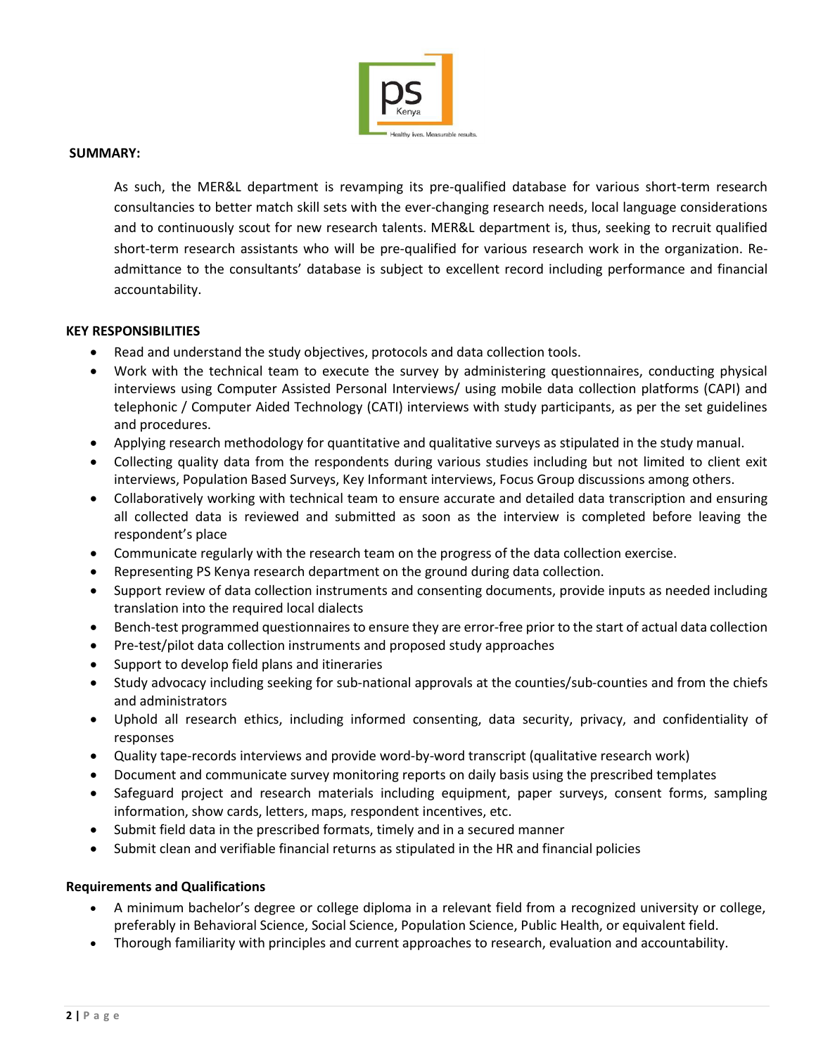**SUMMARY:**

As such, the MER&L department is revamping its pre-qualified database for various short-term research consultancies to better match skill sets with the ever-changing research needs, local language considerations and to continuously scout for new research talents. MER&L department is, thus, seeking to recruit qualified short-term research assistants who will be pre-qualified for various research work in the organization. Re-admittance to the consultants' database is subject to excellent record including performance and financial accountability.

**KEY RESPONSIBILITIES**

- Read and understand the study objectives, protocols and data collection tools.
- Work with the technical team to execute the survey by administering questionnaires, conducting physical interviews using Computer Assisted Personal Interviews/ using mobile data collection platforms (CAPI) and telephonic / Computer Aided Technology (CATI) interviews with study participants, as per the set guidelines and procedures.
- Applying research methodology for quantitative and qualitative surveys as stipulated in the study manual.
- Collecting quality data from the respondents during various studies including but not limited to client exit interviews, Population Based Surveys, Key Informant interviews, Focus Group discussions among others.
- Collaboratively working with technical team to ensure accurate and detailed data transcription and ensuring all collected data is reviewed and submitted as soon as the interview is completed before leaving the respondent's place
- Communicate regularly with the research team on the progress of the data collection exercise.
- Representing PS Kenya research department on the ground during data collection.
- Support review of data collection instruments and consenting documents, provide inputs as needed including translation into the required local dialects
- Bench-test programmed questionnaires to ensure they are error-free prior to the start of actual data collection
- Pre-test/pilot data collection instruments and proposed study approaches
- Support to develop field plans and itineraries
- Study advocacy including seeking for sub-national approvals at the counties/sub-counties and from the chiefs and administrators
- Uphold all research ethics, including informed consenting, data security, privacy, and confidentiality of responses
- Quality tape-records interviews and provide word-by-word transcript (qualitative research work)
- Document and communicate survey monitoring reports on daily basis using the prescribed templates
- Safeguard project and research materials including equipment, paper surveys, consent forms, sampling information, show cards, letters, maps, respondent incentives, etc.
- Submit field data in the prescribed formats, timely and in a secured manner
- Submit clean and verifiable financial returns as stipulated in the HR and financial policies

**Requirements and Qualifications**

- A minimum bachelor's degree or college diploma in a relevant field from a recognized university or college, preferably in Behavioral Science, Social Science, Population Science, Public Health, or equivalent field.
- Thorough familiarity with principles and current approaches to research, evaluation and accountability.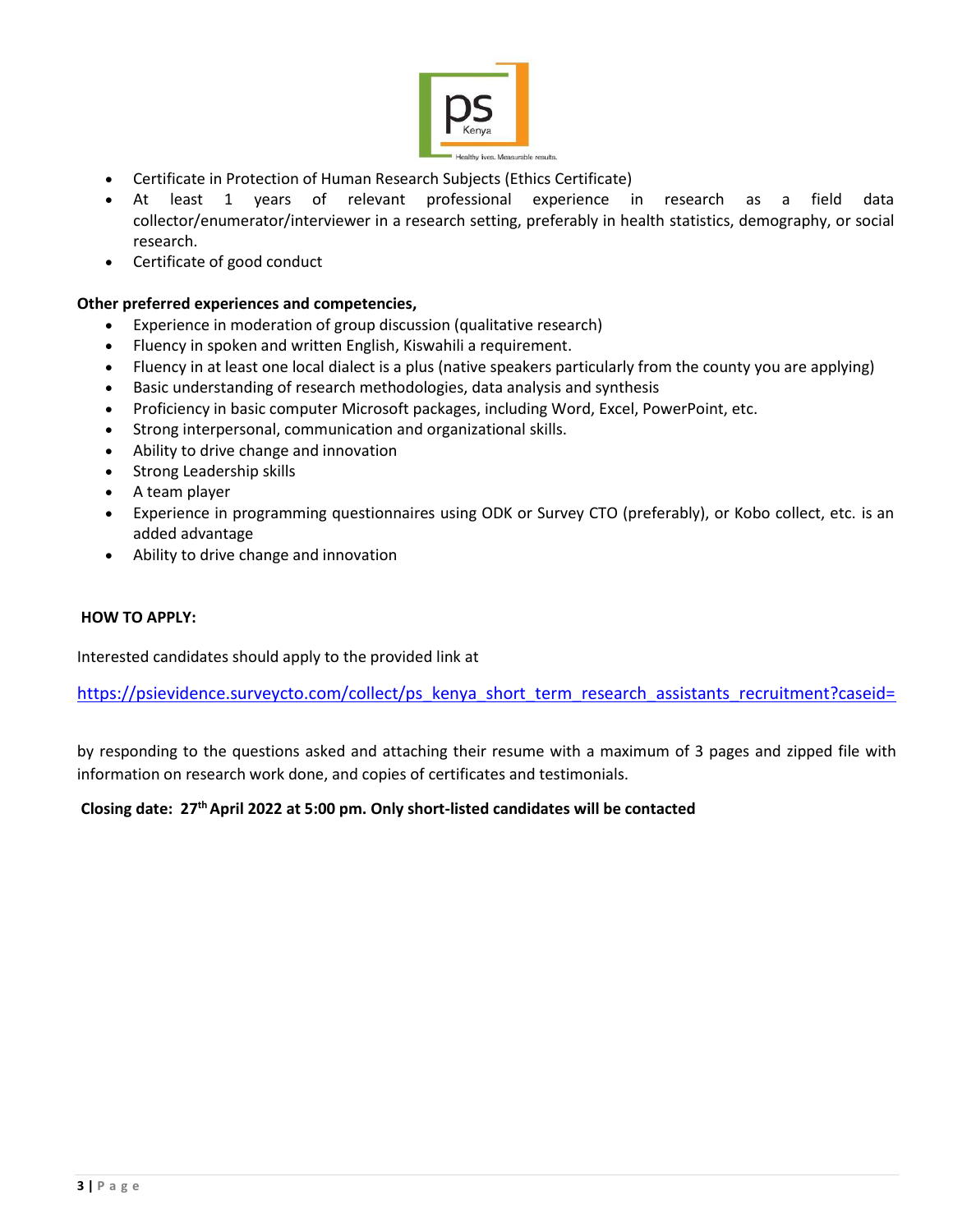- Certificate in Protection of Human Research Subjects (Ethics Certificate)
- At least 1 years of relevant professional experience in research as a field data collector/enumerator/interviewer in a research setting, preferably in health statistics, demography, or social research.
- Certificate of good conduct

**Other preferred experiences and competencies,**

- Experience in moderation of group discussion (qualitative research)
- Fluency in spoken and written English, Kiswahili a requirement.
- Fluency in at least one local dialect is a plus (native speakers particularly from the county you are applying)
- Basic understanding of research methodologies, data analysis and synthesis
- Proficiency in basic computer Microsoft packages, including Word, Excel, PowerPoint, etc.
- Strong interpersonal, communication and organizational skills.
- Ability to drive change and innovation
- Strong Leadership skills
- A team player
- Experience in programming questionnaires using ODK or Survey CTO (preferably), or Kobo collect, etc. is an added advantage
- Ability to drive change and innovation

**HOW TO APPLY:**

Interested candidates should apply to the provided link at

https://psievidence.surveycto.com/collect/ps_kenya_short_term_research_assistants_recruitment?caseid=

by responding to the questions asked and attaching their resume with a maximum of 3 pages and zipped file with information on research work done, and copies of certificates and testimonials.

**Closing date: 27th April 2022 at 5:00 pm. Only short-listed candidates will be contacted**